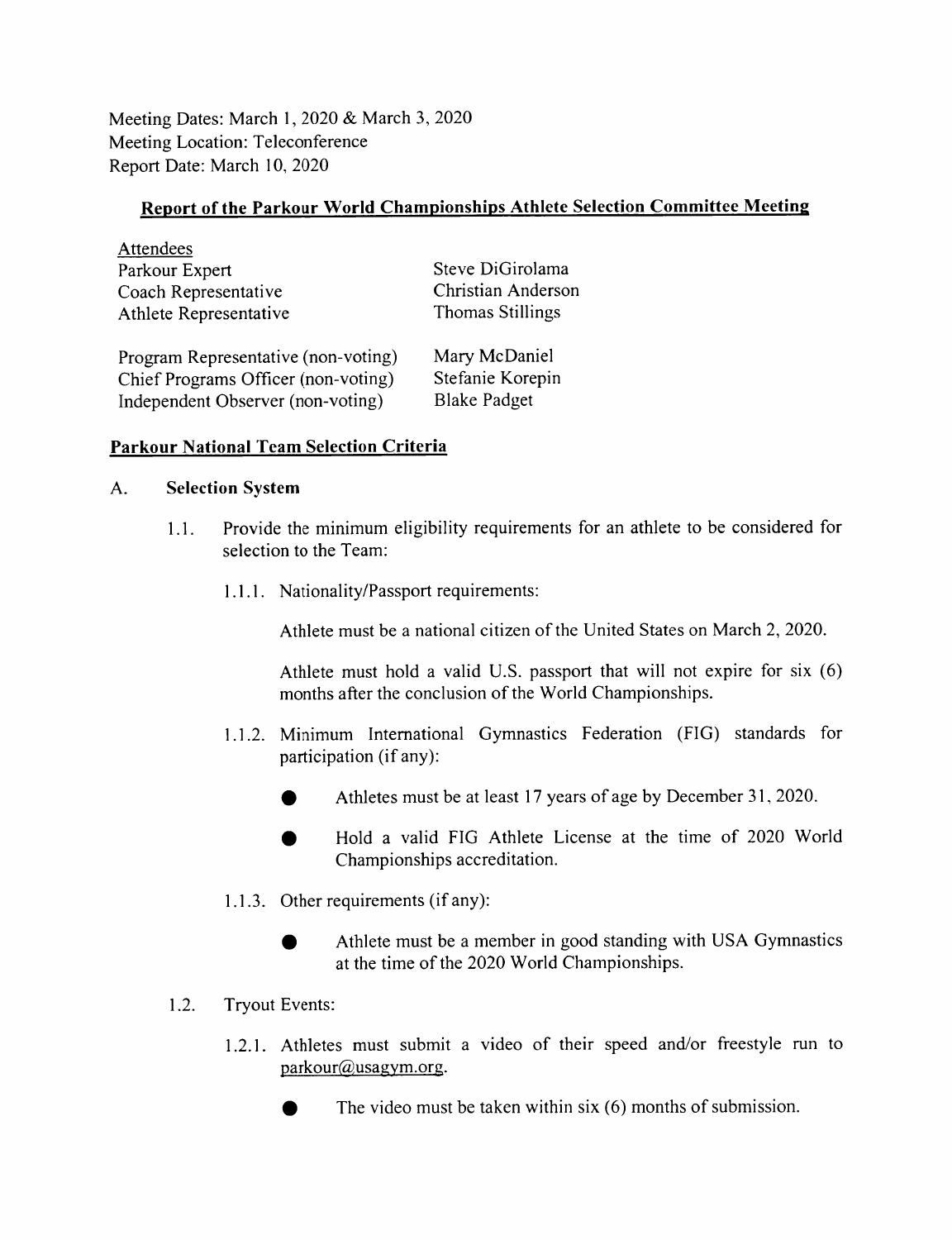Meeting Dates: March 1, 2020 & March 3, 2020
Meeting Location: Teleconference
Report Date: March 10, 2020

## Report of the Parkour World Championships Athlete Selection Committee Meeting

| Attendees | |
|---|---|
| Parkour Expert | Steve DiGirolama |
| Coach Representative | Christian Anderson |
| Athlete Representative | Thomas Stillings |
| | |
| Program Representative (non-voting) | Mary McDaniel |
| Chief Programs Officer (non-voting) | Stefanie Korepin |
| Independent Observer (non-voting) | Blake Padget |

## Parkour National Team Selection Criteria

### A. Selection System

1.1. Provide the minimum eligibility requirements for an athlete to be considered for selection to the Team:

1.1.1. Nationality/Passport requirements:

Athlete must be a national citizen of the United States on March 2, 2020.

Athlete must hold a valid U.S. passport that will not expire for six (6) months after the conclusion of the World Championships.

1.1.2. Minimum International Gymnastics Federation (FIG) standards for participation (if any):

- Athletes must be at least 17 years of age by December 31, 2020.
- Hold a valid FIG Athlete License at the time of 2020 World Championships accreditation.

1.1.3. Other requirements (if any):

- Athlete must be a member in good standing with USA Gymnastics at the time of the 2020 World Championships.

1.2. Tryout Events:

1.2.1. Athletes must submit a video of their speed and/or freestyle run to parkour@usagym.org.

- The video must be taken within six (6) months of submission.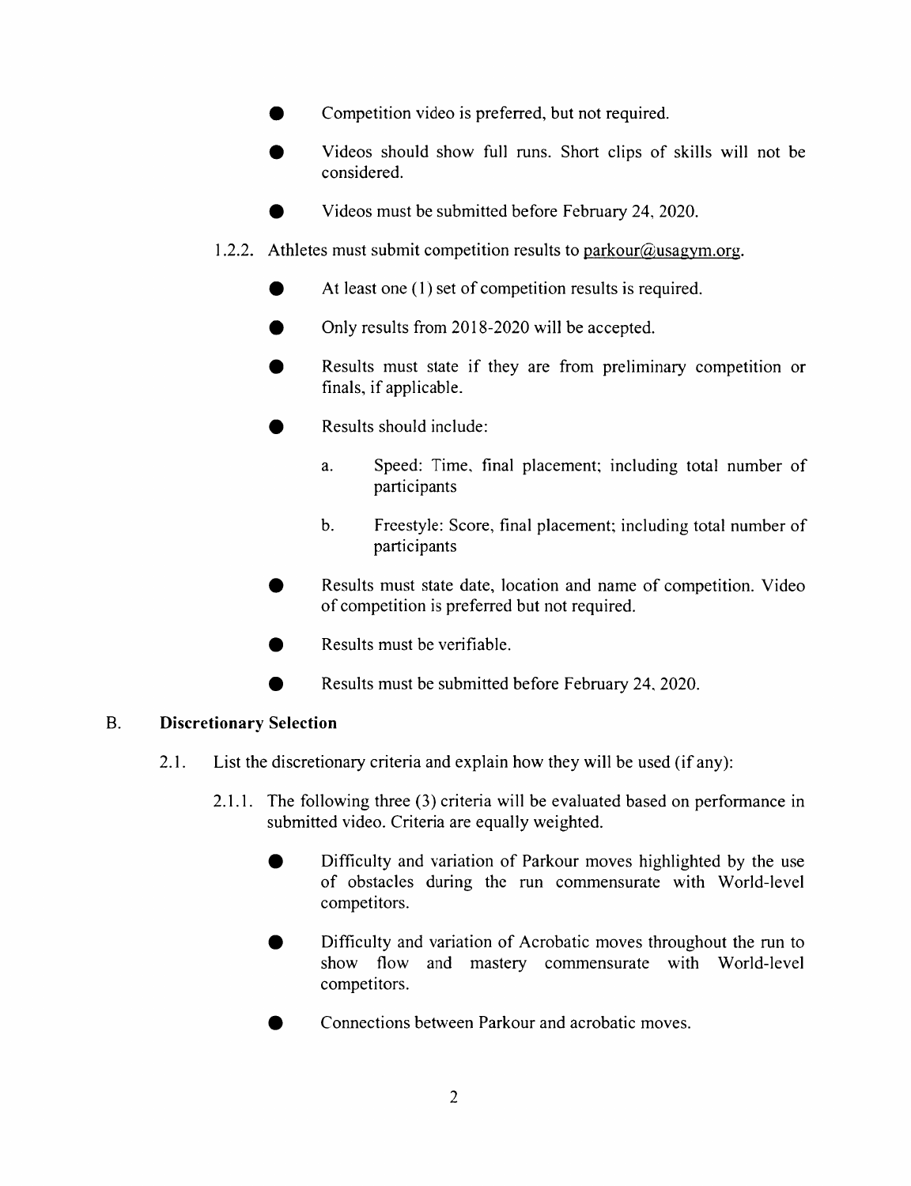- Competition video is preferred, but not required.
- Videos should show full runs. Short clips of skills will not be considered.
- Videos must be submitted before February 24, 2020.

1.2.2. Athletes must submit competition results to parkour@usagym.org.

- At least one (1) set of competition results is required.
- Only results from 2018-2020 will be accepted.
- Results must state if they are from preliminary competition or finals, if applicable.
- Results should include:
  - a. Speed: Time, final placement; including total number of participants
  - b. Freestyle: Score, final placement; including total number of participants
- Results must state date, location and name of competition. Video of competition is preferred but not required.
- Results must be verifiable.
- Results must be submitted before February 24, 2020.

## B. Discretionary Selection

2.1. List the discretionary criteria and explain how they will be used (if any):

2.1.1. The following three (3) criteria will be evaluated based on performance in submitted video. Criteria are equally weighted.

- Difficulty and variation of Parkour moves highlighted by the use of obstacles during the run commensurate with World-level competitors.
- Difficulty and variation of Acrobatic moves throughout the run to show flow and mastery commensurate with World-level competitors.
- Connections between Parkour and acrobatic moves.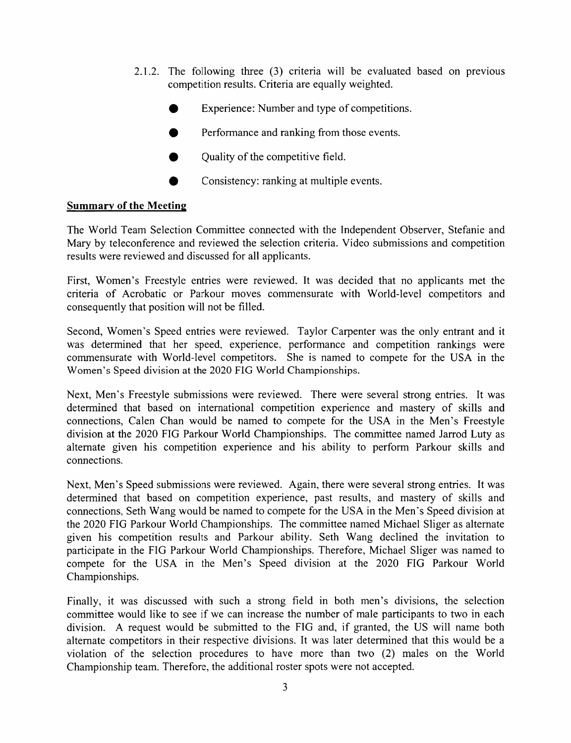2.1.2. The following three (3) criteria will be evaluated based on previous competition results. Criteria are equally weighted.

- Experience: Number and type of competitions.
- Performance and ranking from those events.
- Quality of the competitive field.
- Consistency: ranking at multiple events.

## Summary of the Meeting

The World Team Selection Committee connected with the Independent Observer, Stefanie and Mary by teleconference and reviewed the selection criteria. Video submissions and competition results were reviewed and discussed for all applicants.

First, Women's Freestyle entries were reviewed. It was decided that no applicants met the criteria of Acrobatic or Parkour moves commensurate with World-level competitors and consequently that position will not be filled.

Second, Women's Speed entries were reviewed. Taylor Carpenter was the only entrant and it was determined that her speed, experience, performance and competition rankings were commensurate with World-level competitors. She is named to compete for the USA in the Women's Speed division at the 2020 FIG World Championships.

Next, Men's Freestyle submissions were reviewed. There were several strong entries. It was determined that based on international competition experience and mastery of skills and connections, Calen Chan would be named to compete for the USA in the Men's Freestyle division at the 2020 FIG Parkour World Championships. The committee named Jarrod Luty as alternate given his competition experience and his ability to perform Parkour skills and connections.

Next, Men's Speed submissions were reviewed. Again, there were several strong entries. It was determined that based on competition experience, past results, and mastery of skills and connections, Seth Wang would be named to compete for the USA in the Men's Speed division at the 2020 FIG Parkour World Championships. The committee named Michael Sliger as alternate given his competition results and Parkour ability. Seth Wang declined the invitation to participate in the FIG Parkour World Championships. Therefore, Michael Sliger was named to compete for the USA in the Men's Speed division at the 2020 FIG Parkour World Championships.

Finally, it was discussed with such a strong field in both men's divisions, the selection committee would like to see if we can increase the number of male participants to two in each division. A request would be submitted to the FIG and, if granted, the US will name both alternate competitors in their respective divisions. It was later determined that this would be a violation of the selection procedures to have more than two (2) males on the World Championship team. Therefore, the additional roster spots were not accepted.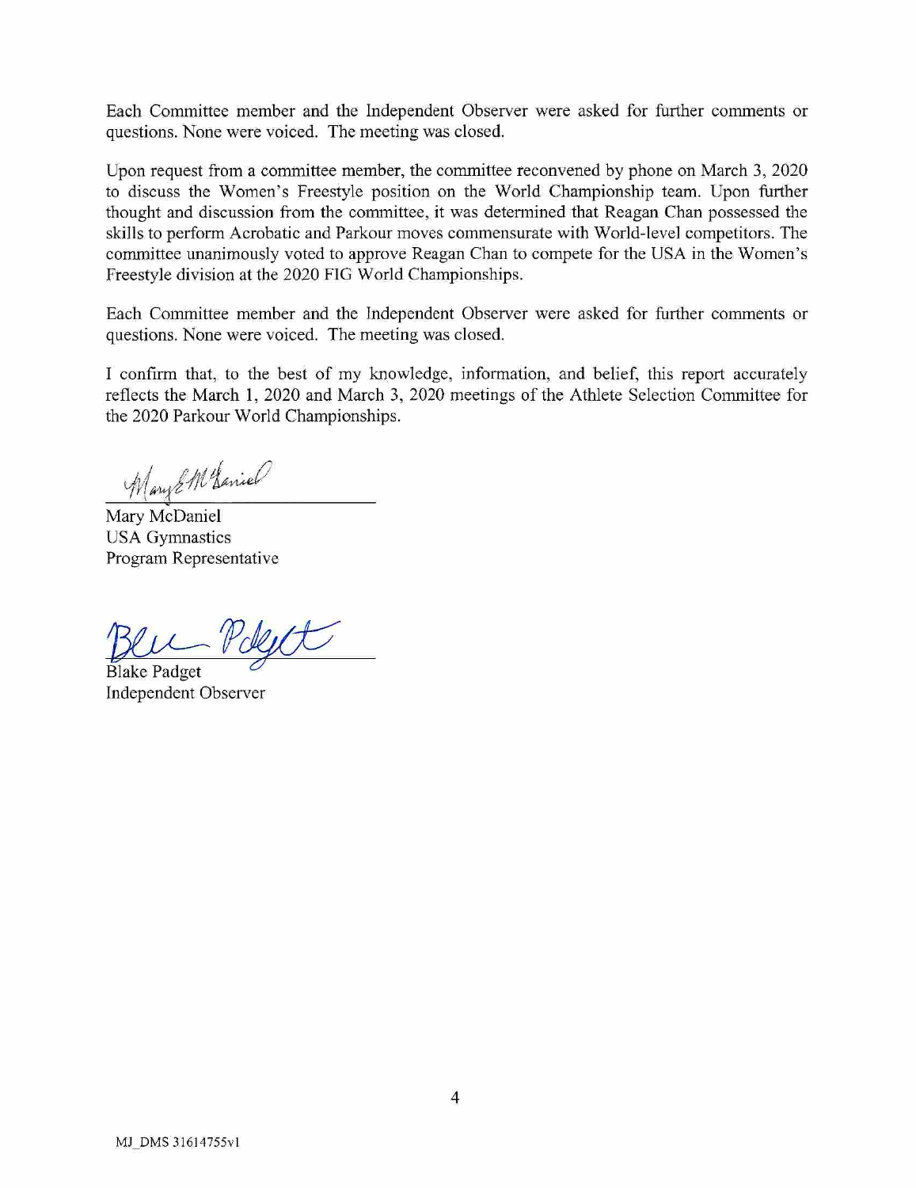Each Committee member and the Independent Observer were asked for further comments or questions. None were voiced. The meeting was closed.

Upon request from a committee member, the committee reconvened by phone on March 3, 2020 to discuss the Women's Freestyle position on the World Championship team. Upon further thought and discussion from the committee, it was determined that Reagan Chan possessed the skills to perform Acrobatic and Parkour moves commensurate with World-level competitors. The committee unanimously voted to approve Reagan Chan to compete for the USA in the Women's Freestyle division at the 2020 FIG World Championships.

Each Committee member and the Independent Observer were asked for further comments or questions. None were voiced. The meeting was closed.

I confirm that, to the best of my knowledge, information, and belief, this report accurately reflects the March 1, 2020 and March 3, 2020 meetings of the Athlete Selection Committee for the 2020 Parkour World Championships.

Mary E McDaniel

Mary McDaniel
USA Gymnastics
Program Representative

Blake Padgett

Blake Padget
Independent Observer

MJ_DMS 31614755v1